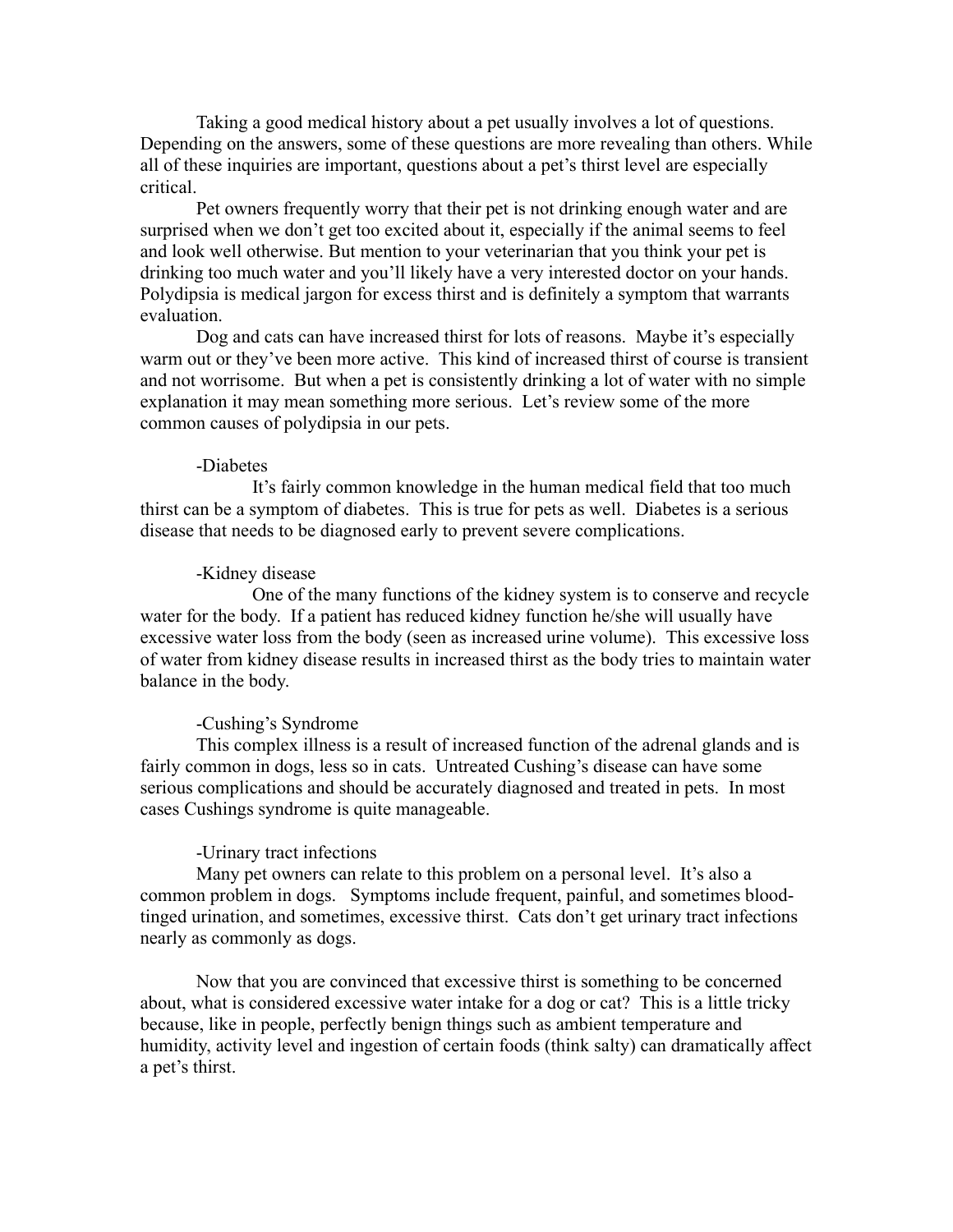Taking a good medical history about a pet usually involves a lot of questions. Depending on the answers, some of these questions are more revealing than others. While all of these inquiries are important, questions about a pet's thirst level are especially critical.

Pet owners frequently worry that their pet is not drinking enough water and are surprised when we don't get too excited about it, especially if the animal seems to feel and look well otherwise. But mention to your veterinarian that you think your pet is drinking too much water and you'll likely have a very interested doctor on your hands. Polydipsia is medical jargon for excess thirst and is definitely a symptom that warrants evaluation.

Dog and cats can have increased thirst for lots of reasons. Maybe it's especially warm out or they've been more active. This kind of increased thirst of course is transient and not worrisome. But when a pet is consistently drinking a lot of water with no simple explanation it may mean something more serious. Let's review some of the more common causes of polydipsia in our pets.

-Diabetes

It's fairly common knowledge in the human medical field that too much thirst can be a symptom of diabetes. This is true for pets as well. Diabetes is a serious disease that needs to be diagnosed early to prevent severe complications.

-Kidney disease

One of the many functions of the kidney system is to conserve and recycle water for the body. If a patient has reduced kidney function he/she will usually have excessive water loss from the body (seen as increased urine volume). This excessive loss of water from kidney disease results in increased thirst as the body tries to maintain water balance in the body.

-Cushing's Syndrome

This complex illness is a result of increased function of the adrenal glands and is fairly common in dogs, less so in cats. Untreated Cushing's disease can have some serious complications and should be accurately diagnosed and treated in pets. In most cases Cushings syndrome is quite manageable.

-Urinary tract infections

Many pet owners can relate to this problem on a personal level. It's also a common problem in dogs. Symptoms include frequent, painful, and sometimes blood-tinged urination, and sometimes, excessive thirst. Cats don't get urinary tract infections nearly as commonly as dogs.

Now that you are convinced that excessive thirst is something to be concerned about, what is considered excessive water intake for a dog or cat? This is a little tricky because, like in people, perfectly benign things such as ambient temperature and humidity, activity level and ingestion of certain foods (think salty) can dramatically affect a pet's thirst.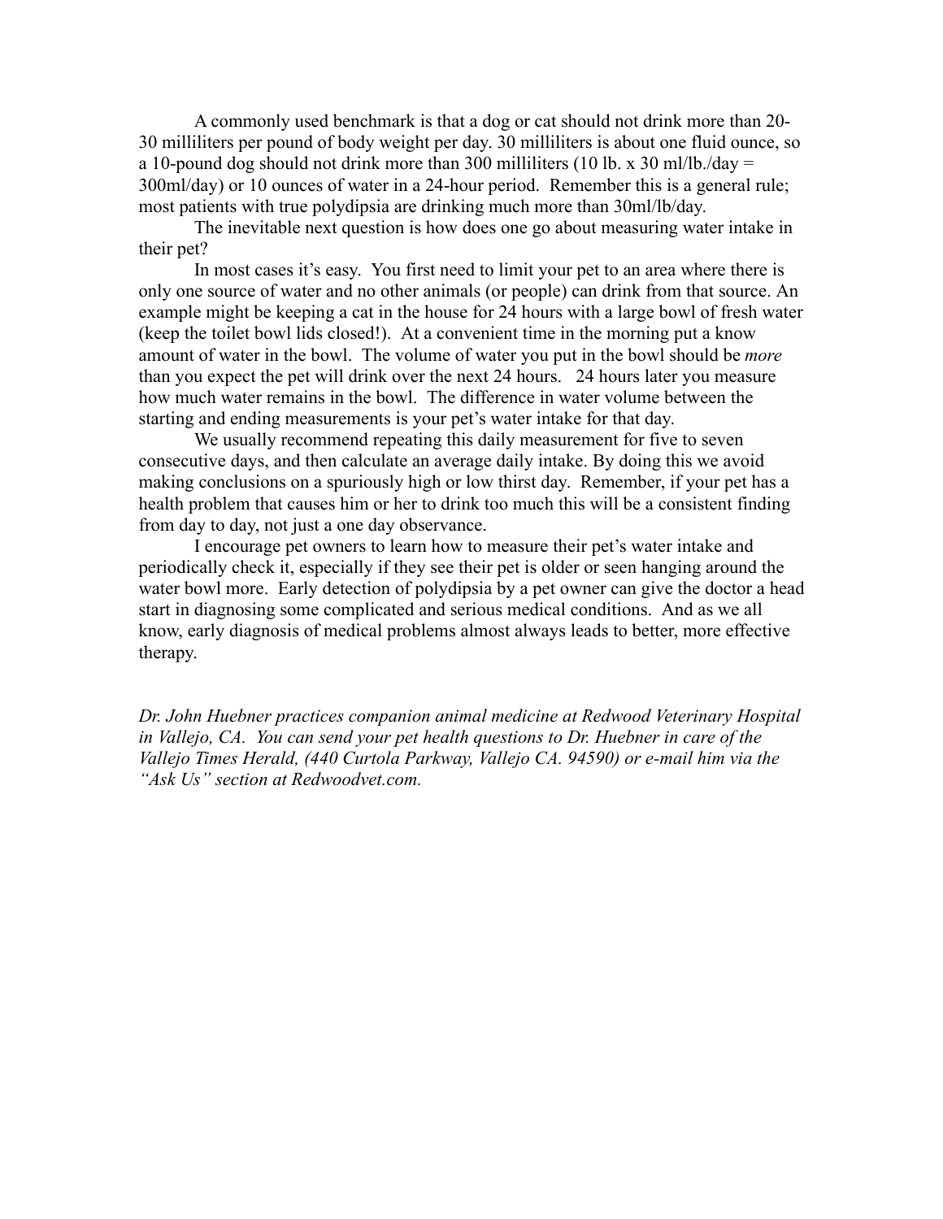A commonly used benchmark is that a dog or cat should not drink more than 20-30 milliliters per pound of body weight per day. 30 milliliters is about one fluid ounce, so a 10-pound dog should not drink more than 300 milliliters (10 lb. x 30 ml/lb./day = 300ml/day) or 10 ounces of water in a 24-hour period. Remember this is a general rule; most patients with true polydipsia are drinking much more than 30ml/lb/day.

The inevitable next question is how does one go about measuring water intake in their pet?

In most cases it's easy. You first need to limit your pet to an area where there is only one source of water and no other animals (or people) can drink from that source. An example might be keeping a cat in the house for 24 hours with a large bowl of fresh water (keep the toilet bowl lids closed!). At a convenient time in the morning put a know amount of water in the bowl. The volume of water you put in the bowl should be *more* than you expect the pet will drink over the next 24 hours. 24 hours later you measure how much water remains in the bowl. The difference in water volume between the starting and ending measurements is your pet's water intake for that day.

We usually recommend repeating this daily measurement for five to seven consecutive days, and then calculate an average daily intake. By doing this we avoid making conclusions on a spuriously high or low thirst day. Remember, if your pet has a health problem that causes him or her to drink too much this will be a consistent finding from day to day, not just a one day observance.

I encourage pet owners to learn how to measure their pet's water intake and periodically check it, especially if they see their pet is older or seen hanging around the water bowl more. Early detection of polydipsia by a pet owner can give the doctor a head start in diagnosing some complicated and serious medical conditions. And as we all know, early diagnosis of medical problems almost always leads to better, more effective therapy.

*Dr. John Huebner practices companion animal medicine at Redwood Veterinary Hospital in Vallejo, CA. You can send your pet health questions to Dr. Huebner in care of the Vallejo Times Herald, (440 Curtola Parkway, Vallejo CA. 94590) or e-mail him via the "Ask Us" section at Redwoodvet.com.*